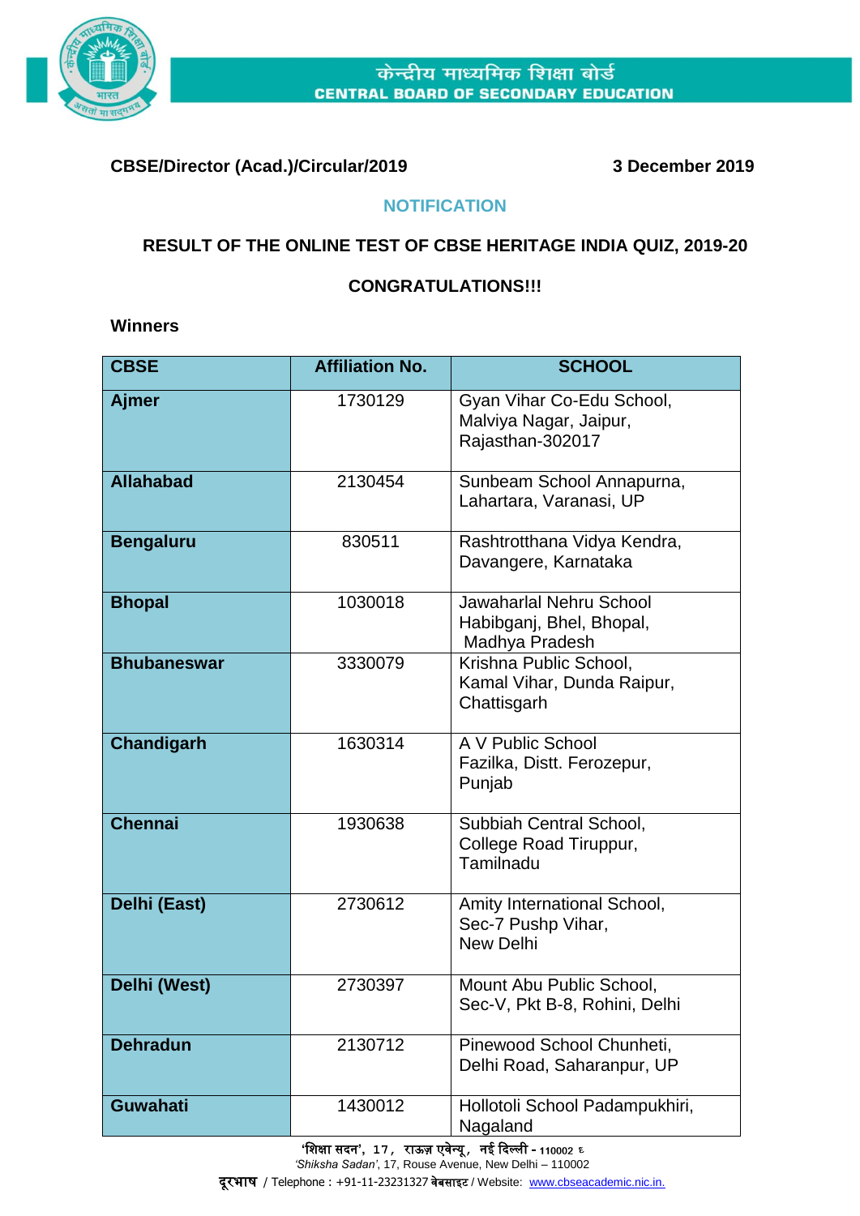केन्द्रीय माध्यमिक शिक्षा बोर्ड
CENTRAL BOARD OF SECONDARY EDUCATION

**CBSE/Director (Acad.)/Circular/2019** **3 December 2019**

## NOTIFICATION

### RESULT OF THE ONLINE TEST OF CBSE HERITAGE INDIA QUIZ, 2019-20

### CONGRATULATIONS!!!

**Winners**

| CBSE | Affiliation No. | SCHOOL |
|---|---|---|
| **Ajmer** | 1730129 | Gyan Vihar Co-Edu School, Malviya Nagar, Jaipur, Rajasthan-302017 |
| **Allahabad** | 2130454 | Sunbeam School Annapurna, Lahartara, Varanasi, UP |
| **Bengaluru** | 830511 | Rashtrotthana Vidya Kendra, Davangere, Karnataka |
| **Bhopal** | 1030018 | Jawaharlal Nehru School Habibganj, Bhel, Bhopal, Madhya Pradesh |
| **Bhubaneswar** | 3330079 | Krishna Public School, Kamal Vihar, Dunda Raipur, Chattisgarh |
| **Chandigarh** | 1630314 | A V Public School Fazilka, Distt. Ferozepur, Punjab |
| **Chennai** | 1930638 | Subbiah Central School, College Road Tiruppur, Tamilnadu |
| **Delhi (East)** | 2730612 | Amity International School, Sec-7 Pushp Vihar, New Delhi |
| **Delhi (West)** | 2730397 | Mount Abu Public School, Sec-V, Pkt B-8, Rohini, Delhi |
| **Dehradun** | 2130712 | Pinewood School Chunheti, Delhi Road, Saharanpur, UP |
| **Guwahati** | 1430012 | Hollotoli School Padampukhiri, Nagaland |

'शिक्षा सदन', 17, राऊज़ एवेन्यू, नई दिल्ली - 110002
*'Shiksha Sadan'*, 17, Rouse Avenue, New Delhi – 110002
दूरभाष / Telephone : +91-11-23231327 वेबसाइट / Website: www.cbseacademic.nic.in.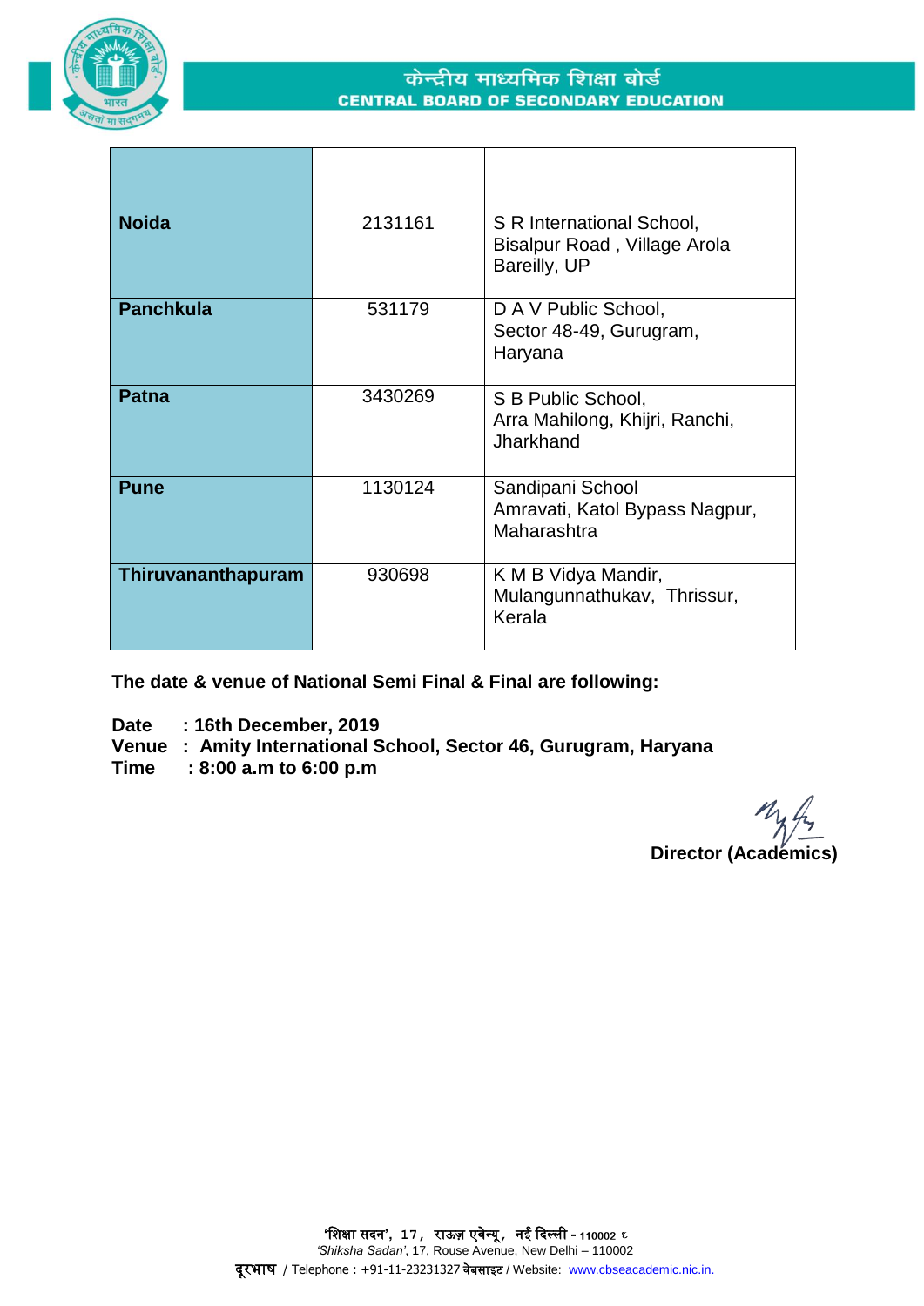| | | |
|---|---|---|
| **Noida** | 2131161 | S R International School, Bisalpur Road , Village Arola Bareilly, UP |
| **Panchkula** | 531179 | D A V Public School, Sector 48-49, Gurugram, Haryana |
| **Patna** | 3430269 | S B Public School, Arra Mahilong, Khijri, Ranchi, Jharkhand |
| **Pune** | 1130124 | Sandipani School Amravati, Katol Bypass Nagpur, Maharashtra |
| **Thiruvananthapuram** | 930698 | K M B Vidya Mandir, Mulangunnathukav, Thrissur, Kerala |

**The date & venue of National Semi Final & Final are following:**

**Date : 16th December, 2019**
**Venue : Amity International School, Sector 46, Gurugram, Haryana**
**Time : 8:00 a.m to 6:00 p.m**

**Director (Academics)**

'शिक्षा सदन', 17, राऊज़ एवेन्यू, नई दिल्ली - 110002
*'Shiksha Sadan'*, 17, Rouse Avenue, New Delhi – 110002
दूरभाष / Telephone : +91-11-23231327 वेबसाइट / Website: www.cbseacademic.nic.in.